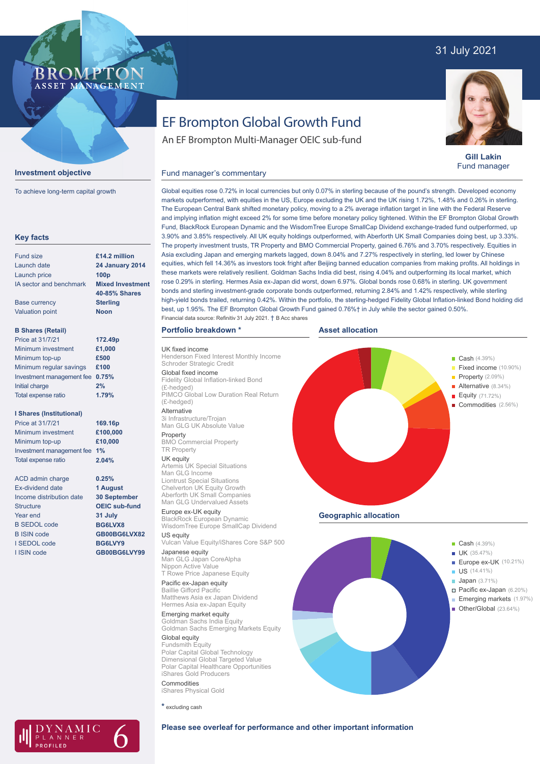31 July 2021

BROMPTON ASSET MANAGEMENT

# EF Brompton Global Growth Fund

An EF Brompton Multi-Manager OEIC sub-fund

**Gill Lakin**
Fund manager

## Investment objective

To achieve long-term capital growth

## Key facts

| | |
|---|---|
| Fund size | **£14.2 million** |
| Launch date | **24 January 2014** |
| Launch price | **100p** |
| IA sector and benchmark | **Mixed Investment 40-85% Shares** |
| Base currency | **Sterling** |
| Valuation point | **Noon** |

**B Shares (Retail)**

| | |
|---|---|
| Price at 31/7/21 | **172.49p** |
| Minimum investment | **£1,000** |
| Minimum top-up | **£500** |
| Minimum regular savings | **£100** |
| Investment management fee | **0.75%** |
| Initial charge | **2%** |
| Total expense ratio | **1.79%** |

**I Shares (Institutional)**

| | |
|---|---|
| Price at 31/7/21 | **169.16p** |
| Minimum investment | **£100,000** |
| Minimum top-up | **£10,000** |
| Investment management fee | **1%** |
| Total expense ratio | **2.04%** |

| | |
|---|---|
| ACD admin charge | **0.25%** |
| Ex-dividend date | **1 August** |
| Income distribution date | **30 September** |
| Structure | **OEIC sub-fund** |
| Year end | **31 July** |
| B SEDOL code | **BG6LVX8** |
| B ISIN code | **GB00BG6LVX82** |
| I SEDOL code | **BG6LVY9** |
| I ISIN code | **GB00BG6LVY99** |

## Fund manager's commentary

Global equities rose 0.72% in local currencies but only 0.07% in sterling because of the pound's strength. Developed economy markets outperformed, with equities in the US, Europe excluding the UK and the UK rising 1.72%, 1.48% and 0.26% in sterling. The European Central Bank shifted monetary policy, moving to a 2% average inflation target in line with the Federal Reserve and implying inflation might exceed 2% for some time before monetary policy tightened. Within the EF Brompton Global Growth Fund, BlackRock European Dynamic and the WisdomTree Europe SmallCap Dividend exchange-traded fund outperformed, up 3.90% and 3.85% respectively. All UK equity holdings outperformed, with Aberforth UK Small Companies doing best, up 3.33%. The property investment trusts, TR Property and BMO Commercial Property, gained 6.76% and 3.70% respectively. Equities in Asia excluding Japan and emerging markets lagged, down 8.04% and 7.27% respectively in sterling, led lower by Chinese equities, which fell 14.36% as investors took fright after Beijing banned education companies from making profits. All holdings in these markets were relatively resilient. Goldman Sachs India did best, rising 4.04% and outperforming its local market, which rose 0.29% in sterling. Hermes Asia ex-Japan did worst, down 6.97%. Global bonds rose 0.68% in sterling. UK government bonds and sterling investment-grade corporate bonds outperformed, returning 2.84% and 1.42% respectively, while sterling high-yield bonds trailed, returning 0.42%. Within the portfolio, the sterling-hedged Fidelity Global Inflation-linked Bond holding did best, up 1.95%. The EF Brompton Global Growth Fund gained 0.76%† in July while the sector gained 0.50%.

Financial data source: Refinitiv 31 July 2021. † B Acc shares

## Portfolio breakdown *

UK fixed income
Henderson Fixed Interest Monthly Income
Schroder Strategic Credit

Global fixed income
Fidelity Global Inflation-linked Bond (£-hedged)
PIMCO Global Low Duration Real Return (£-hedged)

Alternative
3i Infrastructure/Trojan
Man GLG UK Absolute Value

Property
BMO Commercial Property
TR Property

UK equity
Artemis UK Special Situations
Man GLG Income
Liontrust Special Situations
Chelverton UK Equity Growth
Aberforth UK Small Companies
Man GLG Undervalued Assets

Europe ex-UK equity
BlackRock European Dynamic
WisdomTree Europe SmallCap Dividend

US equity
Vulcan Value Equity/iShares Core S&P 500

Japanese equity
Man GLG Japan CoreAlpha
Nippon Active Value
T Rowe Price Japanese Equity

Pacific ex-Japan equity
Baillie Gifford Pacific
Matthews Asia ex Japan Dividend
Hermes Asia ex-Japan Equity

Emerging market equity
Goldman Sachs India Equity
Goldman Sachs Emerging Markets Equity

Global equity
Fundsmith Equity
Polar Capital Global Technology
Dimensional Global Targeted Value
Polar Capital Healthcare Opportunities
iShares Gold Producers

Commodities
iShares Physical Gold

* excluding cash

## Asset allocation

Cash (4.39%)
Fixed income (10.90%)
Property (2.09%)
Alternative (8.34%)
Equity (71.72%)
Commodities (2.56%)

## Geographic allocation

Cash (4.39%)
UK (35.47%)
Europe ex-UK (10.21%)
US (14.41%)
Japan (3.71%)
Pacific ex-Japan (6.20%)
Emerging markets (1.97%)
Other/Global (23.64%)

DYNAMIC PLANNER PROFILED 6

**Please see overleaf for performance and other important information**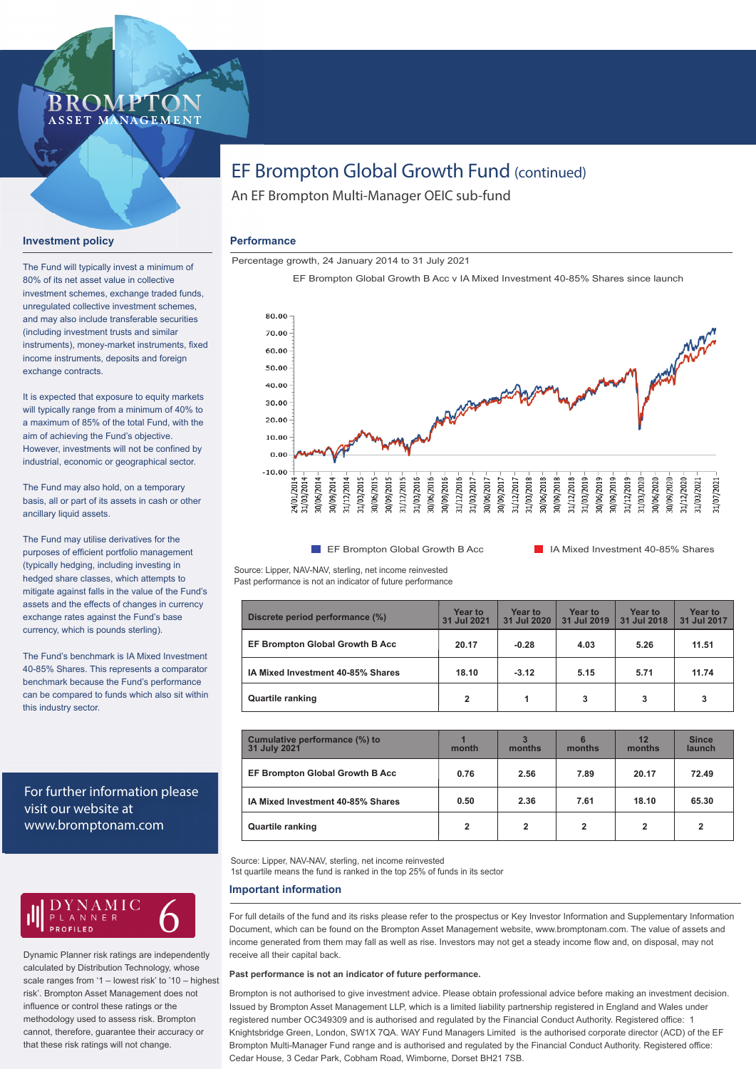# EF Brompton Global Growth Fund (continued)

An EF Brompton Multi-Manager OEIC sub-fund

## Investment policy

The Fund will typically invest a minimum of 80% of its net asset value in collective investment schemes, exchange traded funds, unregulated collective investment schemes, and may also include transferable securities (including investment trusts and similar instruments), money-market instruments, fixed income instruments, deposits and foreign exchange contracts.

It is expected that exposure to equity markets will typically range from a minimum of 40% to a maximum of 85% of the total Fund, with the aim of achieving the Fund's objective. However, investments will not be confined by industrial, economic or geographical sector.

The Fund may also hold, on a temporary basis, all or part of its assets in cash or other ancillary liquid assets.

The Fund may utilise derivatives for the purposes of efficient portfolio management (typically hedging, including investing in hedged share classes, which attempts to mitigate against falls in the value of the Fund's assets and the effects of changes in currency exchange rates against the Fund's base currency, which is pounds sterling).

The Fund's benchmark is IA Mixed Investment 40-85% Shares. This represents a comparator benchmark because the Fund's performance can be compared to funds which also sit within this industry sector.

For further information please visit our website at www.bromptonam.com

DYNAMIC PLANNER PROFILED 6

Dynamic Planner risk ratings are independently calculated by Distribution Technology, whose scale ranges from '1 – lowest risk' to '10 – highest risk'. Brompton Asset Management does not influence or control these ratings or the methodology used to assess risk. Brompton cannot, therefore, guarantee their accuracy or that these risk ratings will not change.

## Performance

Percentage growth, 24 January 2014 to 31 July 2021

EF Brompton Global Growth B Acc v IA Mixed Investment 40-85% Shares since launch

80.00
70.00
60.00
50.00
40.00
30.00
20.00
10.00
0.00
-10.00

24/01/2014, 31/03/2014, 30/06/2014, 30/09/2014, 31/12/2014, 31/03/2015, 30/06/2015, 30/09/2015, 31/12/2015, 31/03/2016, 30/06/2016, 30/09/2016, 31/12/2016, 31/03/2017, 30/06/2017, 30/09/2017, 31/12/2017, 31/03/2018, 30/06/2018, 30/09/2018, 31/12/2018, 31/03/2019, 30/06/2019, 30/09/2019, 31/12/2019, 31/03/2020, 30/06/2020, 30/09/2020, 31/12/2020, 31/03/2021, 31/07/2021

EF Brompton Global Growth B Acc
IA Mixed Investment 40-85% Shares

Source: Lipper, NAV-NAV, sterling, net income reinvested
Past performance is not an indicator of future performance

| Discrete period performance (%) | Year to 31 Jul 2021 | Year to 31 Jul 2020 | Year to 31 Jul 2019 | Year to 31 Jul 2018 | Year to 31 Jul 2017 |
|---|---|---|---|---|---|
| EF Brompton Global Growth B Acc | 20.17 | -0.28 | 4.03 | 5.26 | 11.51 |
| IA Mixed Investment 40-85% Shares | 18.10 | -3.12 | 5.15 | 5.71 | 11.74 |
| Quartile ranking | 2 | 1 | 3 | 3 | 3 |

| Cumulative performance (%) to 31 July 2021 | 1 month | 3 months | 6 months | 12 months | Since launch |
|---|---|---|---|---|---|
| EF Brompton Global Growth B Acc | 0.76 | 2.56 | 7.89 | 20.17 | 72.49 |
| IA Mixed Investment 40-85% Shares | 0.50 | 2.36 | 7.61 | 18.10 | 65.30 |
| Quartile ranking | 2 | 2 | 2 | 2 | 2 |

Source: Lipper, NAV-NAV, sterling, net income reinvested
1st quartile means the fund is ranked in the top 25% of funds in its sector

## Important information

For full details of the fund and its risks please refer to the prospectus or Key Investor Information and Supplementary Information Document, which can be found on the Brompton Asset Management website, www.bromptonam.com. The value of assets and income generated from them may fall as well as rise. Investors may not get a steady income flow and, on disposal, may not receive all their capital back.

**Past performance is not an indicator of future performance.**

Brompton is not authorised to give investment advice. Please obtain professional advice before making an investment decision. Issued by Brompton Asset Management LLP, which is a limited liability partnership registered in England and Wales under registered number OC349309 and is authorised and regulated by the Financial Conduct Authority. Registered office: 1 Knightsbridge Green, London, SW1X 7QA. WAY Fund Managers Limited is the authorised corporate director (ACD) of the EF Brompton Multi-Manager Fund range and is authorised and regulated by the Financial Conduct Authority. Registered office: Cedar House, 3 Cedar Park, Cobham Road, Wimborne, Dorset BH21 7SB.